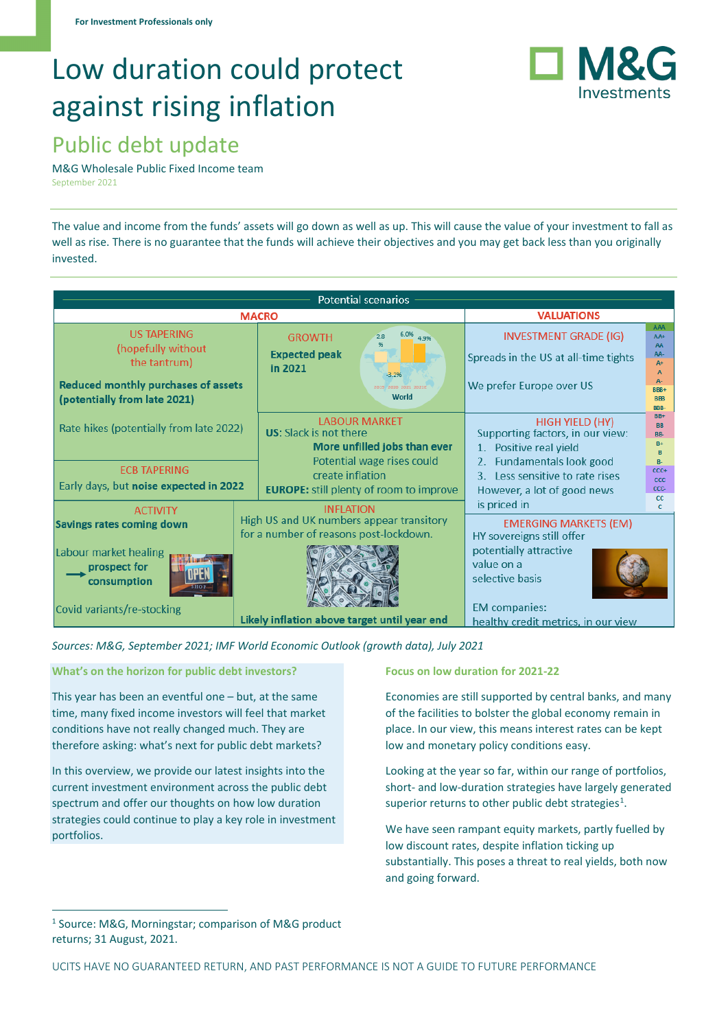For Investment Professionals only

# Low duration could protect against rising inflation

## Public debt update

M&G Wholesale Public Fixed Income team

September 2021

The value and income from the funds' assets will go down as well as up. This will cause the value of your investment to fall as well as rise. There is no guarantee that the funds will achieve their objectives and you may get back less than you originally invested.

**Potential scenarios**

**MACRO**

**US TAPERING** (hopefully without the tantrum)

**Reduced monthly purchases of assets (potentially from late 2021)**

Rate hikes (potentially from late 2022)

**ECB TAPERING**

Early days, but **noise expected in 2022**

**GROWTH**

**Expected peak in 2021**

World: 2019: 2.8%; 2020: -3.2%; 2021: 6.0%; 2022E: 4.9%

**LABOUR MARKET**

**US:** Slack is not there

**More unfilled jobs than ever**

Potential wage rises could create inflation

**EUROPE:** still plenty of room to improve

**ACTIVITY**

**Savings rates coming down**

Labour market healing → **prospect for consumption**

Covid variants/re-stocking

**INFLATION**

High US and UK numbers appear transitory for a number of reasons post-lockdown.

**Likely inflation above target until year end**

**VALUATIONS**

**INVESTMENT GRADE (IG)**

Spreads in the US at all-time tights

We prefer Europe over US

**HIGH YIELD (HY)**

Supporting factors, in our view:

1. Positive real yield
2. Fundamentals look good
3. Less sensitive to rate rises

However, a lot of good news is priced in

**EMERGING MARKETS (EM)**

HY sovereigns still offer potentially attractive value on a selective basis

EM companies: healthy credit metrics, in our view

*Sources: M&G, September 2021; IMF World Economic Outlook (growth data), July 2021*

### What's on the horizon for public debt investors?

This year has been an eventful one – but, at the same time, many fixed income investors will feel that market conditions have not really changed much. They are therefore asking: what's next for public debt markets?

In this overview, we provide our latest insights into the current investment environment across the public debt spectrum and offer our thoughts on how low duration strategies could continue to play a key role in investment portfolios.

### Focus on low duration for 2021-22

Economies are still supported by central banks, and many of the facilities to bolster the global economy remain in place. In our view, this means interest rates can be kept low and monetary policy conditions easy.

Looking at the year so far, within our range of portfolios, short- and low-duration strategies have largely generated superior returns to other public debt strategies[1].

We have seen rampant equity markets, partly fuelled by low discount rates, despite inflation ticking up substantially. This poses a threat to real yields, both now and going forward.

[1] Source: M&G, Morningstar; comparison of M&G product returns; 31 August, 2021.

UCITS HAVE NO GUARANTEED RETURN, AND PAST PERFORMANCE IS NOT A GUIDE TO FUTURE PERFORMANCE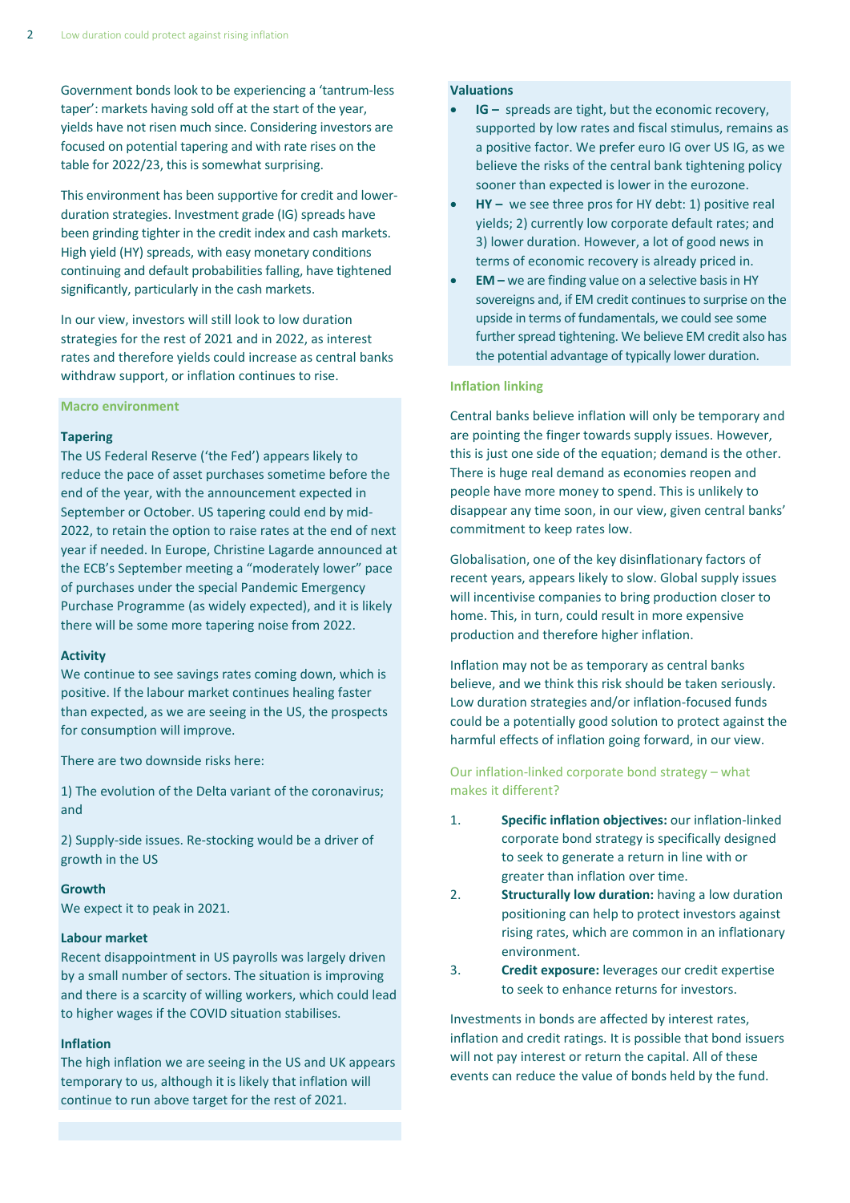Government bonds look to be experiencing a 'tantrum-less taper': markets having sold off at the start of the year, yields have not risen much since. Considering investors are focused on potential tapering and with rate rises on the table for 2022/23, this is somewhat surprising.

This environment has been supportive for credit and lower-duration strategies. Investment grade (IG) spreads have been grinding tighter in the credit index and cash markets. High yield (HY) spreads, with easy monetary conditions continuing and default probabilities falling, have tightened significantly, particularly in the cash markets.

In our view, investors will still look to low duration strategies for the rest of 2021 and in 2022, as interest rates and therefore yields could increase as central banks withdraw support, or inflation continues to rise.

## Macro environment

**Tapering**
The US Federal Reserve ('the Fed') appears likely to reduce the pace of asset purchases sometime before the end of the year, with the announcement expected in September or October. US tapering could end by mid-2022, to retain the option to raise rates at the end of next year if needed. In Europe, Christine Lagarde announced at the ECB's September meeting a "moderately lower" pace of purchases under the special Pandemic Emergency Purchase Programme (as widely expected), and it is likely there will be some more tapering noise from 2022.

**Activity**
We continue to see savings rates coming down, which is positive. If the labour market continues healing faster than expected, as we are seeing in the US, the prospects for consumption will improve.

There are two downside risks here:

1) The evolution of the Delta variant of the coronavirus; and

2) Supply-side issues. Re-stocking would be a driver of growth in the US

**Growth**
We expect it to peak in 2021.

**Labour market**
Recent disappointment in US payrolls was largely driven by a small number of sectors. The situation is improving and there is a scarcity of willing workers, which could lead to higher wages if the COVID situation stabilises.

**Inflation**
The high inflation we are seeing in the US and UK appears temporary to us, although it is likely that inflation will continue to run above target for the rest of 2021.

**Valuations**

- **IG –** spreads are tight, but the economic recovery, supported by low rates and fiscal stimulus, remains as a positive factor. We prefer euro IG over US IG, as we believe the risks of the central bank tightening policy sooner than expected is lower in the eurozone.
- **HY –** we see three pros for HY debt: 1) positive real yields; 2) currently low corporate default rates; and 3) lower duration. However, a lot of good news in terms of economic recovery is already priced in.
- **EM –** we are finding value on a selective basis in HY sovereigns and, if EM credit continues to surprise on the upside in terms of fundamentals, we could see some further spread tightening. We believe EM credit also has the potential advantage of typically lower duration.

## Inflation linking

Central banks believe inflation will only be temporary and are pointing the finger towards supply issues. However, this is just one side of the equation; demand is the other. There is huge real demand as economies reopen and people have more money to spend. This is unlikely to disappear any time soon, in our view, given central banks' commitment to keep rates low.

Globalisation, one of the key disinflationary factors of recent years, appears likely to slow. Global supply issues will incentivise companies to bring production closer to home. This, in turn, could result in more expensive production and therefore higher inflation.

Inflation may not be as temporary as central banks believe, and we think this risk should be taken seriously. Low duration strategies and/or inflation-focused funds could be a potentially good solution to protect against the harmful effects of inflation going forward, in our view.

### Our inflation-linked corporate bond strategy – what makes it different?

1. **Specific inflation objectives:** our inflation-linked corporate bond strategy is specifically designed to seek to generate a return in line with or greater than inflation over time.
2. **Structurally low duration:** having a low duration positioning can help to protect investors against rising rates, which are common in an inflationary environment.
3. **Credit exposure:** leverages our credit expertise to seek to enhance returns for investors.

Investments in bonds are affected by interest rates, inflation and credit ratings. It is possible that bond issuers will not pay interest or return the capital. All of these events can reduce the value of bonds held by the fund.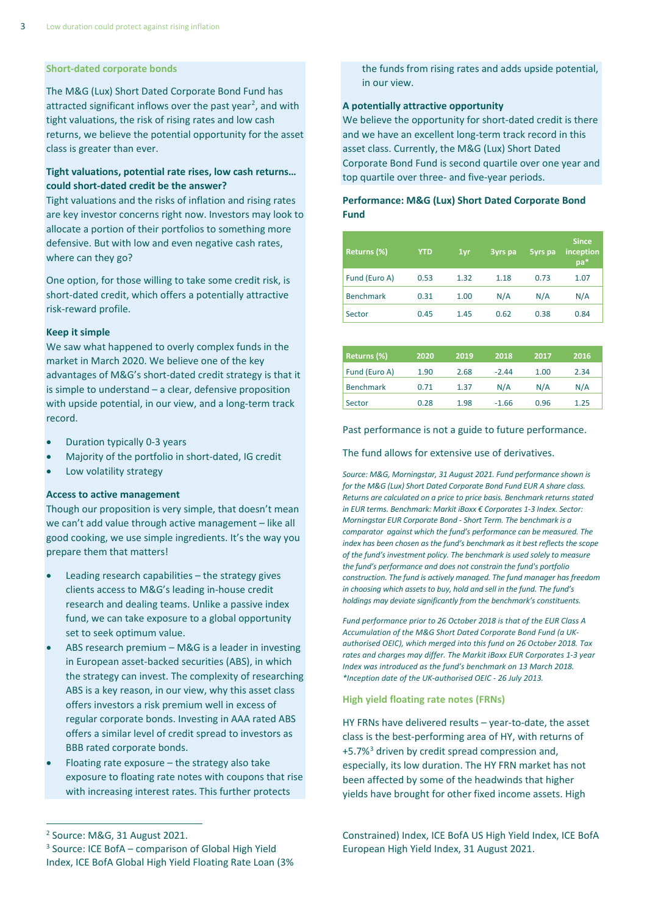### Short-dated corporate bonds

The M&G (Lux) Short Dated Corporate Bond Fund has attracted significant inflows over the past year[2], and with tight valuations, the risk of rising rates and low cash returns, we believe the potential opportunity for the asset class is greater than ever.

**Tight valuations, potential rate rises, low cash returns… could short-dated credit be the answer?**

Tight valuations and the risks of inflation and rising rates are key investor concerns right now. Investors may look to allocate a portion of their portfolios to something more defensive. But with low and even negative cash rates, where can they go?

One option, for those willing to take some credit risk, is short-dated credit, which offers a potentially attractive risk-reward profile.

**Keep it simple**

We saw what happened to overly complex funds in the market in March 2020. We believe one of the key advantages of M&G's short-dated credit strategy is that it is simple to understand – a clear, defensive proposition with upside potential, in our view, and a long-term track record.

- Duration typically 0-3 years
- Majority of the portfolio in short-dated, IG credit
- Low volatility strategy

**Access to active management**

Though our proposition is very simple, that doesn't mean we can't add value through active management – like all good cooking, we use simple ingredients. It's the way you prepare them that matters!

- Leading research capabilities – the strategy gives clients access to M&G's leading in-house credit research and dealing teams. Unlike a passive index fund, we can take exposure to a global opportunity set to seek optimum value.
- ABS research premium – M&G is a leader in investing in European asset-backed securities (ABS), in which the strategy can invest. The complexity of researching ABS is a key reason, in our view, why this asset class offers investors a risk premium well in excess of regular corporate bonds. Investing in AAA rated ABS offers a similar level of credit spread to investors as BBB rated corporate bonds.
- Floating rate exposure – the strategy also take exposure to floating rate notes with coupons that rise with increasing interest rates. This further protects the funds from rising rates and adds upside potential, in our view.

**A potentially attractive opportunity**

We believe the opportunity for short-dated credit is there and we have an excellent long-term track record in this asset class. Currently, the M&G (Lux) Short Dated Corporate Bond Fund is second quartile over one year and top quartile over three- and five-year periods.

**Performance: M&G (Lux) Short Dated Corporate Bond Fund**

| Returns (%) | YTD | 1yr | 3yrs pa | 5yrs pa | Since inception pa* |
|---|---|---|---|---|---|
| Fund (Euro A) | 0.53 | 1.32 | 1.18 | 0.73 | 1.07 |
| Benchmark | 0.31 | 1.00 | N/A | N/A | N/A |
| Sector | 0.45 | 1.45 | 0.62 | 0.38 | 0.84 |

| Returns (%) | 2020 | 2019 | 2018 | 2017 | 2016 |
|---|---|---|---|---|---|
| Fund (Euro A) | 1.90 | 2.68 | -2.44 | 1.00 | 2.34 |
| Benchmark | 0.71 | 1.37 | N/A | N/A | N/A |
| Sector | 0.28 | 1.98 | -1.66 | 0.96 | 1.25 |

Past performance is not a guide to future performance.

The fund allows for extensive use of derivatives.

*Source: M&G, Morningstar, 31 August 2021. Fund performance shown is for the M&G (Lux) Short Dated Corporate Bond Fund EUR A share class. Returns are calculated on a price to price basis. Benchmark returns stated in EUR terms. Benchmark: Markit iBoxx € Corporates 1-3 Index. Sector: Morningstar EUR Corporate Bond - Short Term. The benchmark is a comparator against which the fund's performance can be measured. The index has been chosen as the fund's benchmark as it best reflects the scope of the fund's investment policy. The benchmark is used solely to measure the fund's performance and does not constrain the fund's portfolio construction. The fund is actively managed. The fund manager has freedom in choosing which assets to buy, hold and sell in the fund. The fund's holdings may deviate significantly from the benchmark's constituents.*

*Fund performance prior to 26 October 2018 is that of the EUR Class A Accumulation of the M&G Short Dated Corporate Bond Fund (a UK-authorised OEIC), which merged into this fund on 26 October 2018. Tax rates and charges may differ. The Markit iBoxx EUR Corporates 1-3 year Index was introduced as the fund's benchmark on 13 March 2018.*
*\*Inception date of the UK-authorised OEIC - 26 July 2013.*

### High yield floating rate notes (FRNs)

HY FRNs have delivered results – year-to-date, the asset class is the best-performing area of HY, with returns of +5.7%[3] driven by credit spread compression and, especially, its low duration. The HY FRN market has not been affected by some of the headwinds that higher yields have brought for other fixed income assets. High

---

[2] Source: M&G, 31 August 2021.

[3] Source: ICE BofA – comparison of Global High Yield Index, ICE BofA Global High Yield Floating Rate Loan (3% Constrained) Index, ICE BofA US High Yield Index, ICE BofA European High Yield Index, 31 August 2021.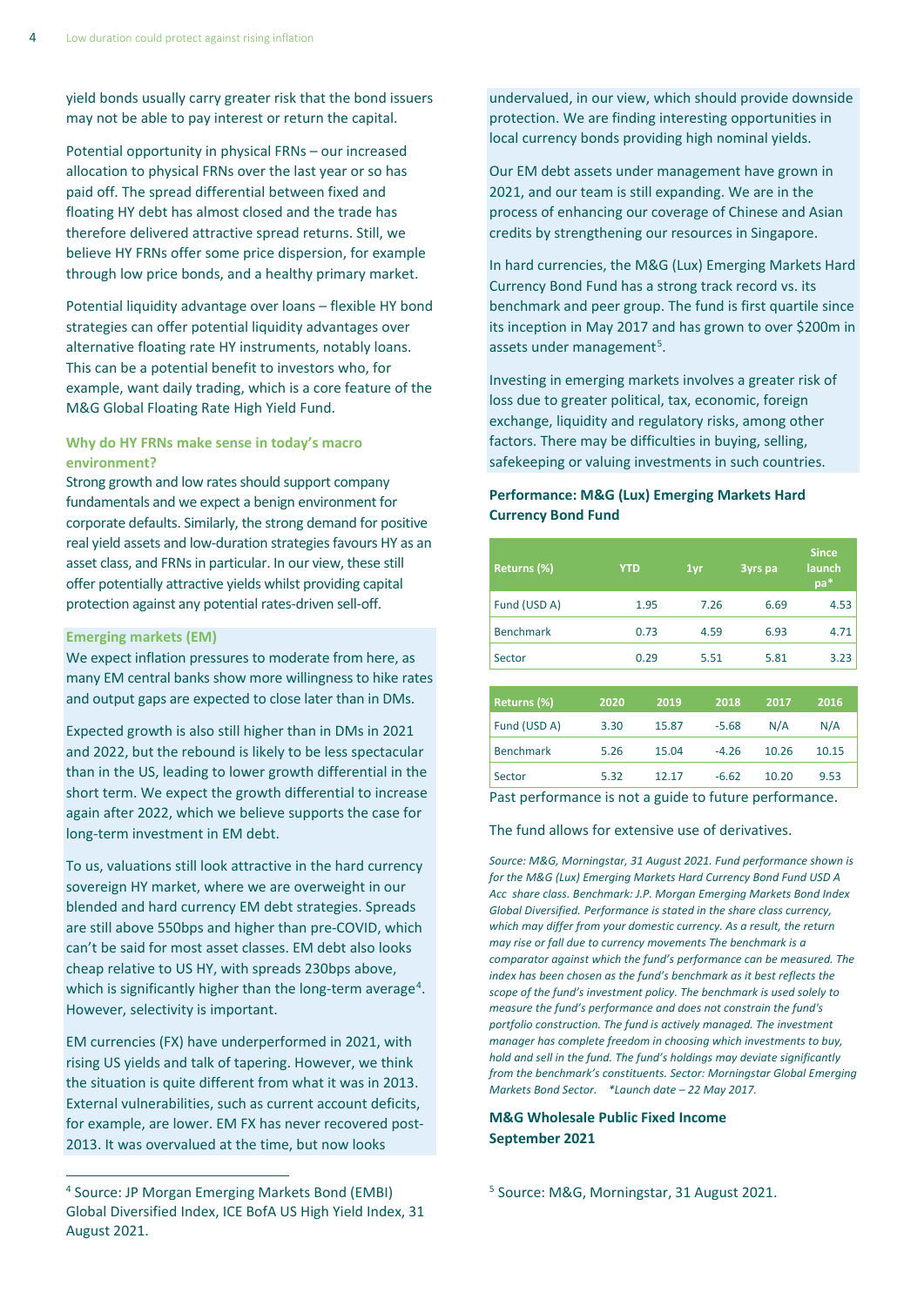yield bonds usually carry greater risk that the bond issuers may not be able to pay interest or return the capital.

Potential opportunity in physical FRNs – our increased allocation to physical FRNs over the last year or so has paid off. The spread differential between fixed and floating HY debt has almost closed and the trade has therefore delivered attractive spread returns. Still, we believe HY FRNs offer some price dispersion, for example through low price bonds, and a healthy primary market.

Potential liquidity advantage over loans – flexible HY bond strategies can offer potential liquidity advantages over alternative floating rate HY instruments, notably loans. This can be a potential benefit to investors who, for example, want daily trading, which is a core feature of the M&G Global Floating Rate High Yield Fund.

### Why do HY FRNs make sense in today's macro environment?

Strong growth and low rates should support company fundamentals and we expect a benign environment for corporate defaults. Similarly, the strong demand for positive real yield assets and low-duration strategies favours HY as an asset class, and FRNs in particular. In our view, these still offer potentially attractive yields whilst providing capital protection against any potential rates-driven sell-off.

### Emerging markets (EM)

We expect inflation pressures to moderate from here, as many EM central banks show more willingness to hike rates and output gaps are expected to close later than in DMs.

Expected growth is also still higher than in DMs in 2021 and 2022, but the rebound is likely to be less spectacular than in the US, leading to lower growth differential in the short term. We expect the growth differential to increase again after 2022, which we believe supports the case for long-term investment in EM debt.

To us, valuations still look attractive in the hard currency sovereign HY market, where we are overweight in our blended and hard currency EM debt strategies. Spreads are still above 550bps and higher than pre-COVID, which can't be said for most asset classes. EM debt also looks cheap relative to US HY, with spreads 230bps above, which is significantly higher than the long-term average[4]. However, selectivity is important.

EM currencies (FX) have underperformed in 2021, with rising US yields and talk of tapering. However, we think the situation is quite different from what it was in 2013. External vulnerabilities, such as current account deficits, for example, are lower. EM FX has never recovered post-2013. It was overvalued at the time, but now looks undervalued, in our view, which should provide downside protection. We are finding interesting opportunities in local currency bonds providing high nominal yields.

Our EM debt assets under management have grown in 2021, and our team is still expanding. We are in the process of enhancing our coverage of Chinese and Asian credits by strengthening our resources in Singapore.

In hard currencies, the M&G (Lux) Emerging Markets Hard Currency Bond Fund has a strong track record vs. its benchmark and peer group. The fund is first quartile since its inception in May 2017 and has grown to over $200m in assets under management[5].

Investing in emerging markets involves a greater risk of loss due to greater political, tax, economic, foreign exchange, liquidity and regulatory risks, among other factors. There may be difficulties in buying, selling, safekeeping or valuing investments in such countries.

**Performance: M&G (Lux) Emerging Markets Hard Currency Bond Fund**

| Returns (%) | YTD | 1yr | 3yrs pa | Since launch pa* |
|---|---|---|---|---|
| Fund (USD A) | 1.95 | 7.26 | 6.69 | 4.53 |
| Benchmark | 0.73 | 4.59 | 6.93 | 4.71 |
| Sector | 0.29 | 5.51 | 5.81 | 3.23 |

| Returns (%) | 2020 | 2019 | 2018 | 2017 | 2016 |
|---|---|---|---|---|---|
| Fund (USD A) | 3.30 | 15.87 | -5.68 | N/A | N/A |
| Benchmark | 5.26 | 15.04 | -4.26 | 10.26 | 10.15 |
| Sector | 5.32 | 12.17 | -6.62 | 10.20 | 9.53 |

Past performance is not a guide to future performance.

The fund allows for extensive use of derivatives.

*Source: M&G, Morningstar, 31 August 2021. Fund performance shown is for the M&G (Lux) Emerging Markets Hard Currency Bond Fund USD A Acc share class. Benchmark: J.P. Morgan Emerging Markets Bond Index Global Diversified. Performance is stated in the share class currency, which may differ from your domestic currency. As a result, the return may rise or fall due to currency movements The benchmark is a comparator against which the fund's performance can be measured. The index has been chosen as the fund's benchmark as it best reflects the scope of the fund's investment policy. The benchmark is used solely to measure the fund's performance and does not constrain the fund's portfolio construction. The fund is actively managed. The investment manager has complete freedom in choosing which investments to buy, hold and sell in the fund. The fund's holdings may deviate significantly from the benchmark's constituents. Sector: Morningstar Global Emerging Markets Bond Sector. \*Launch date – 22 May 2017.*

**M&G Wholesale Public Fixed Income**
**September 2021**

[4] Source: JP Morgan Emerging Markets Bond (EMBI) Global Diversified Index, ICE BofA US High Yield Index, 31 August 2021.

[5] Source: M&G, Morningstar, 31 August 2021.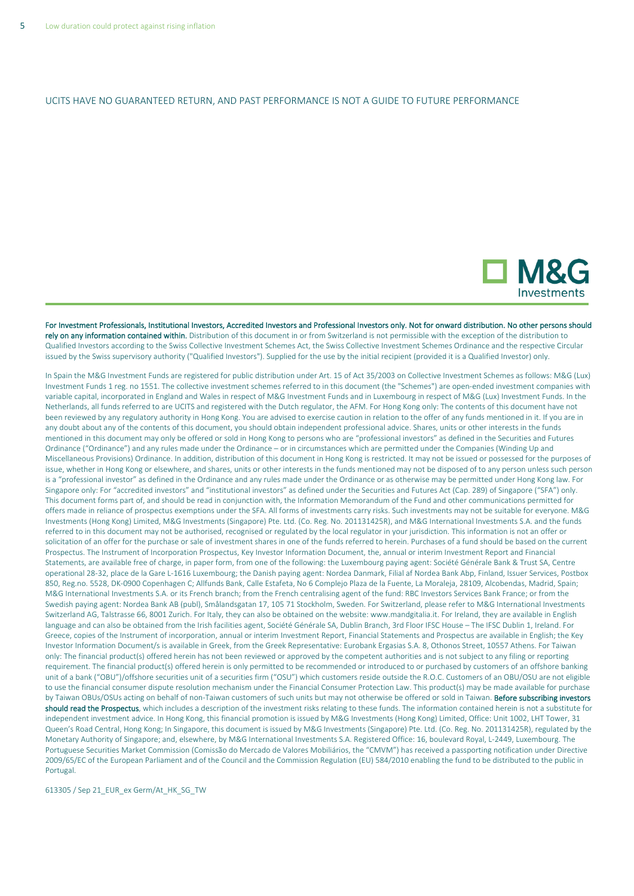UCITS HAVE NO GUARANTEED RETURN, AND PAST PERFORMANCE IS NOT A GUIDE TO FUTURE PERFORMANCE

M&G Investments

**For Investment Professionals, Institutional Investors, Accredited Investors and Professional Investors only. Not for onward distribution. No other persons should rely on any information contained within.** Distribution of this document in or from Switzerland is not permissible with the exception of the distribution to Qualified Investors according to the Swiss Collective Investment Schemes Act, the Swiss Collective Investment Schemes Ordinance and the respective Circular issued by the Swiss supervisory authority ("Qualified Investors"). Supplied for the use by the initial recipient (provided it is a Qualified Investor) only.

In Spain the M&G Investment Funds are registered for public distribution under Art. 15 of Act 35/2003 on Collective Investment Schemes as follows: M&G (Lux) Investment Funds 1 reg. no 1551. The collective investment schemes referred to in this document (the "Schemes") are open-ended investment companies with variable capital, incorporated in England and Wales in respect of M&G Investment Funds and in Luxembourg in respect of M&G (Lux) Investment Funds. In the Netherlands, all funds referred to are UCITS and registered with the Dutch regulator, the AFM. For Hong Kong only: The contents of this document have not been reviewed by any regulatory authority in Hong Kong. You are advised to exercise caution in relation to the offer of any funds mentioned in it. If you are in any doubt about any of the contents of this document, you should obtain independent professional advice. Shares, units or other interests in the funds mentioned in this document may only be offered or sold in Hong Kong to persons who are "professional investors" as defined in the Securities and Futures Ordinance ("Ordinance") and any rules made under the Ordinance – or in circumstances which are permitted under the Companies (Winding Up and Miscellaneous Provisions) Ordinance. In addition, distribution of this document in Hong Kong is restricted. It may not be issued or possessed for the purposes of issue, whether in Hong Kong or elsewhere, and shares, units or other interests in the funds mentioned may not be disposed of to any person unless such person is a "professional investor" as defined in the Ordinance and any rules made under the Ordinance or as otherwise may be permitted under Hong Kong law. For Singapore only: For "accredited investors" and "institutional investors" as defined under the Securities and Futures Act (Cap. 289) of Singapore ("SFA") only. This document forms part of, and should be read in conjunction with, the Information Memorandum of the Fund and other communications permitted for offers made in reliance of prospectus exemptions under the SFA. All forms of investments carry risks. Such investments may not be suitable for everyone. M&G Investments (Hong Kong) Limited, M&G Investments (Singapore) Pte. Ltd. (Co. Reg. No. 201131425R), and M&G International Investments S.A. and the funds referred to in this document may not be authorised, recognised or regulated by the local regulator in your jurisdiction. This information is not an offer or solicitation of an offer for the purchase or sale of investment shares in one of the funds referred to herein. Purchases of a fund should be based on the current Prospectus. The Instrument of Incorporation Prospectus, Key Investor Information Document, the, annual or interim Investment Report and Financial Statements, are available free of charge, in paper form, from one of the following: the Luxembourg paying agent: Société Générale Bank & Trust SA, Centre operational 28-32, place de la Gare L-1616 Luxembourg; the Danish paying agent: Nordea Danmark, Filial af Nordea Bank Abp, Finland, Issuer Services, Postbox 850, Reg.no. 5528, DK-0900 Copenhagen C; Allfunds Bank, Calle Estafeta, No 6 Complejo Plaza de la Fuente, La Moraleja, 28109, Alcobendas, Madrid, Spain; M&G International Investments S.A. or its French branch; from the French centralising agent of the fund: RBC Investors Services Bank France; or from the Swedish paying agent: Nordea Bank AB (publ), Smålandsgatan 17, 105 71 Stockholm, Sweden. For Switzerland, please refer to M&G International Investments Switzerland AG, Talstrasse 66, 8001 Zurich. For Italy, they can also be obtained on the website: www.mandgitalia.it. For Ireland, they are available in English language and can also be obtained from the Irish facilities agent, Société Générale SA, Dublin Branch, 3rd Floor IFSC House – The IFSC Dublin 1, Ireland. For Greece, copies of the Instrument of incorporation, annual or interim Investment Report, Financial Statements and Prospectus are available in English; the Key Investor Information Document/s is available in Greek, from the Greek Representative: Eurobank Ergasias S.A. 8, Othonos Street, 10557 Athens. For Taiwan only: The financial product(s) offered herein has not been reviewed or approved by the competent authorities and is not subject to any filing or reporting requirement. The financial product(s) offered herein is only permitted to be recommended or introduced to or purchased by customers of an offshore banking unit of a bank ("OBU")/offshore securities unit of a securities firm ("OSU") which customers reside outside the R.O.C. Customers of an OBU/OSU are not eligible to use the financial consumer dispute resolution mechanism under the Financial Consumer Protection Law. This product(s) may be made available for purchase by Taiwan OBUs/OSUs acting on behalf of non-Taiwan customers of such units but may not otherwise be offered or sold in Taiwan. **Before subscribing investors should read the Prospectus**, which includes a description of the investment risks relating to these funds. The information contained herein is not a substitute for independent investment advice. In Hong Kong, this financial promotion is issued by M&G Investments (Hong Kong) Limited, Office: Unit 1002, LHT Tower, 31 Queen's Road Central, Hong Kong; In Singapore, this document is issued by M&G Investments (Singapore) Pte. Ltd. (Co. Reg. No. 201131425R), regulated by the Monetary Authority of Singapore; and, elsewhere, by M&G International Investments S.A. Registered Office: 16, boulevard Royal, L-2449, Luxembourg. The Portuguese Securities Market Commission (Comissão do Mercado de Valores Mobiliários, the "CMVM") has received a passporting notification under Directive 2009/65/EC of the European Parliament and of the Council and the Commission Regulation (EU) 584/2010 enabling the fund to be distributed to the public in Portugal.

613305 / Sep 21_EUR_ex Germ/At_HK_SG_TW